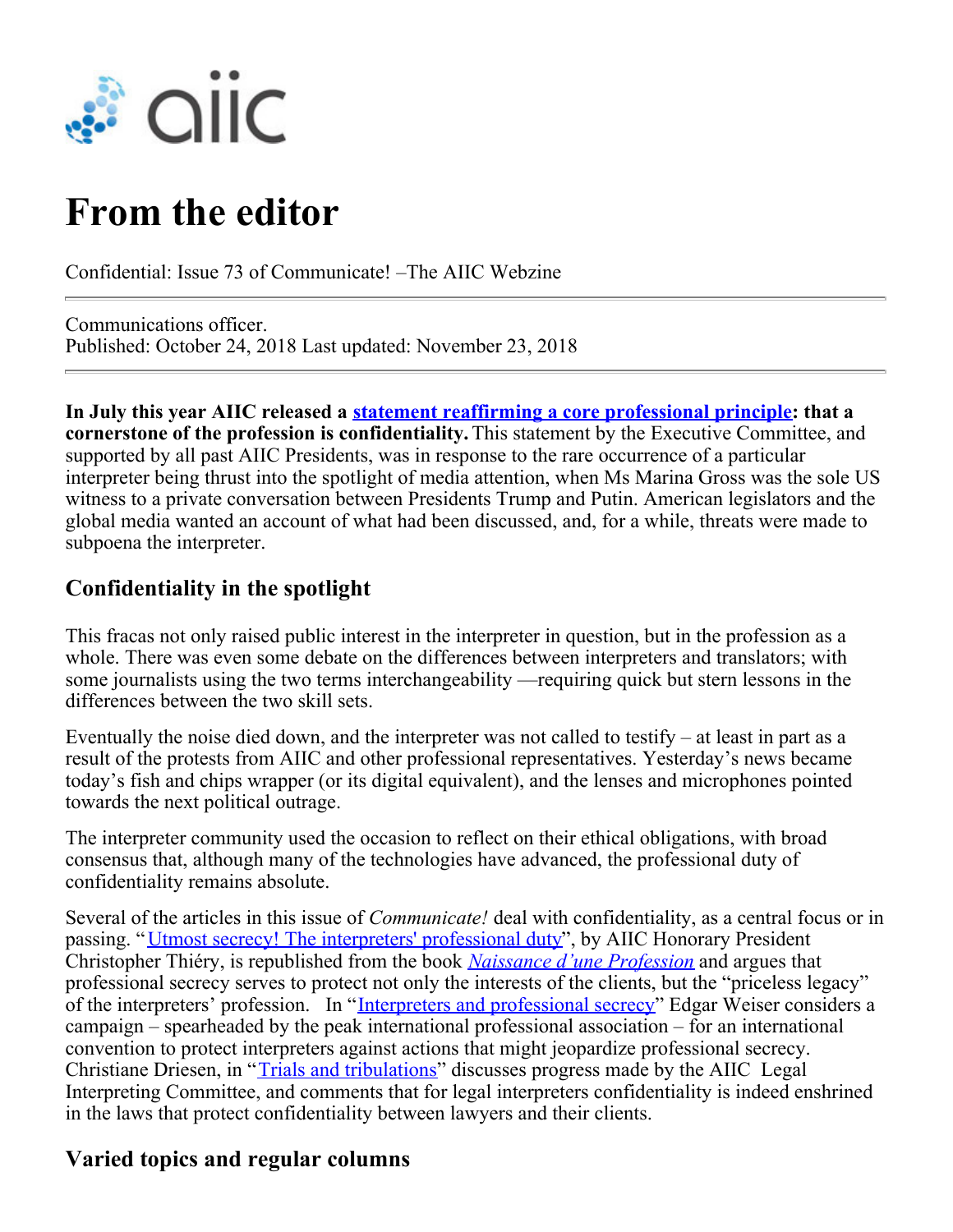# From the editor

Confidential: Issue 73 of Communicate! –The AIIC Webzine

Communications officer.
Published: October 24, 2018 Last updated: November 23, 2018

**In July this year AIIC released a statement reaffirming a core professional principle: that a cornerstone of the profession is confidentiality.** This statement by the Executive Committee, and supported by all past AIIC Presidents, was in response to the rare occurrence of a particular interpreter being thrust into the spotlight of media attention, when Ms Marina Gross was the sole US witness to a private conversation between Presidents Trump and Putin. American legislators and the global media wanted an account of what had been discussed, and, for a while, threats were made to subpoena the interpreter.

## Confidentiality in the spotlight

This fracas not only raised public interest in the interpreter in question, but in the profession as a whole. There was even some debate on the differences between interpreters and translators; with some journalists using the two terms interchangeability —requiring quick but stern lessons in the differences between the two skill sets.

Eventually the noise died down, and the interpreter was not called to testify – at least in part as a result of the protests from AIIC and other professional representatives. Yesterday's news became today's fish and chips wrapper (or its digital equivalent), and the lenses and microphones pointed towards the next political outrage.

The interpreter community used the occasion to reflect on their ethical obligations, with broad consensus that, although many of the technologies have advanced, the professional duty of confidentiality remains absolute.

Several of the articles in this issue of *Communicate!* deal with confidentiality, as a central focus or in passing. "Utmost secrecy! The interpreters' professional duty", by AIIC Honorary President Christopher Thiéry, is republished from the book *Naissance d'une Profession* and argues that professional secrecy serves to protect not only the interests of the clients, but the "priceless legacy" of the interpreters' profession. In "Interpreters and professional secrecy" Edgar Weiser considers a campaign – spearheaded by the peak international professional association – for an international convention to protect interpreters against actions that might jeopardize professional secrecy. Christiane Driesen, in "Trials and tribulations" discusses progress made by the AIIC Legal Interpreting Committee, and comments that for legal interpreters confidentiality is indeed enshrined in the laws that protect confidentiality between lawyers and their clients.

## Varied topics and regular columns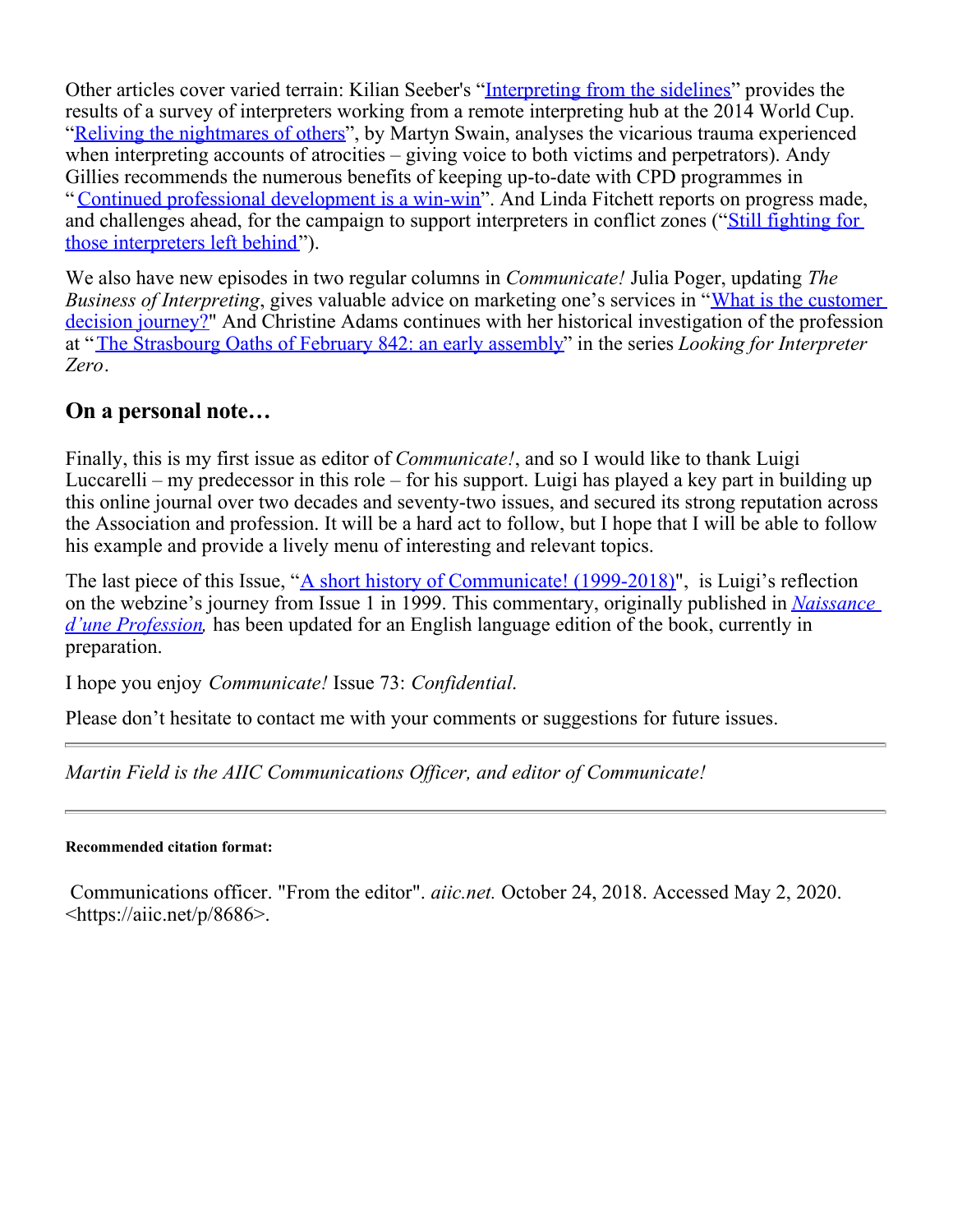Other articles cover varied terrain: Kilian Seeber's "Interpreting from the sidelines" provides the results of a survey of interpreters working from a remote interpreting hub at the 2014 World Cup. "Reliving the nightmares of others", by Martyn Swain, analyses the vicarious trauma experienced when interpreting accounts of atrocities – giving voice to both victims and perpetrators). Andy Gillies recommends the numerous benefits of keeping up-to-date with CPD programmes in " Continued professional development is a win-win". And Linda Fitchett reports on progress made, and challenges ahead, for the campaign to support interpreters in conflict zones ("Still fighting for those interpreters left behind").

We also have new episodes in two regular columns in *Communicate!* Julia Poger, updating *The Business of Interpreting*, gives valuable advice on marketing one's services in "What is the customer decision journey?" And Christine Adams continues with her historical investigation of the profession at "The Strasbourg Oaths of February 842: an early assembly" in the series *Looking for Interpreter Zero*.

## On a personal note…

Finally, this is my first issue as editor of *Communicate!*, and so I would like to thank Luigi Luccarelli – my predecessor in this role – for his support. Luigi has played a key part in building up this online journal over two decades and seventy-two issues, and secured its strong reputation across the Association and profession. It will be a hard act to follow, but I hope that I will be able to follow his example and provide a lively menu of interesting and relevant topics.

The last piece of this Issue, "A short history of Communicate! (1999-2018)", is Luigi's reflection on the webzine's journey from Issue 1 in 1999. This commentary, originally published in *Naissance d'une Profession*, has been updated for an English language edition of the book, currently in preparation.

I hope you enjoy *Communicate!* Issue 73: *Confidential*.

Please don't hesitate to contact me with your comments or suggestions for future issues.

---

*Martin Field is the AIIC Communications Officer, and editor of Communicate!*

---

**Recommended citation format:**

Communications officer. "From the editor". *aiic.net.* October 24, 2018. Accessed May 2, 2020. <https://aiic.net/p/8686>.